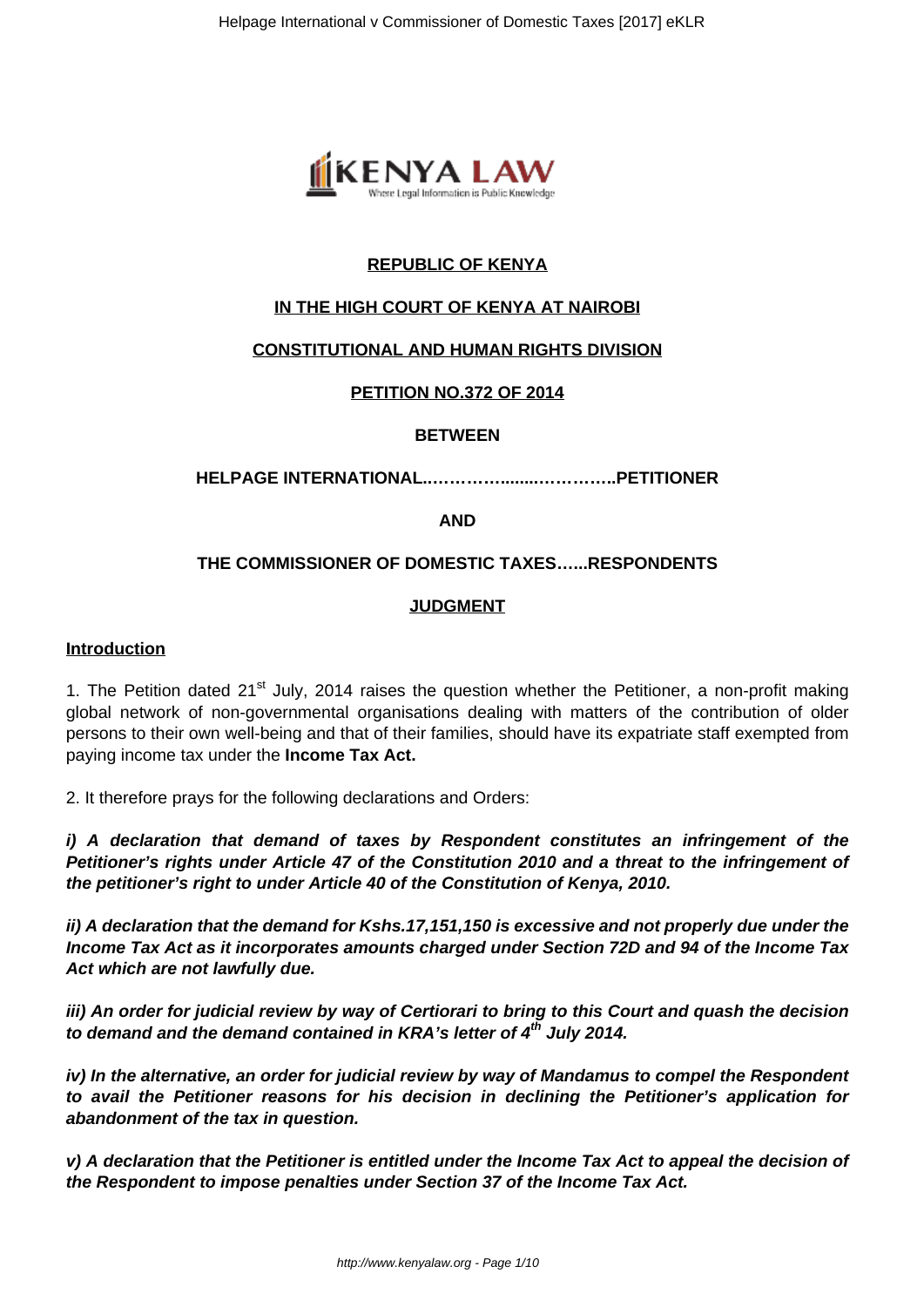**REPUBLIC OF KENYA**

**IN THE HIGH COURT OF KENYA AT NAIROBI**

**CONSTITUTIONAL AND HUMAN RIGHTS DIVISION**

**PETITION NO.372 OF 2014**

**BETWEEN**

**HELPAGE INTERNATIONAL..……………........…………..PETITIONER**

**AND**

**THE COMMISSIONER OF DOMESTIC TAXES…...RESPONDENTS**

**JUDGMENT**

**Introduction**

1. The Petition dated 21st July, 2014 raises the question whether the Petitioner, a non-profit making global network of non-governmental organisations dealing with matters of the contribution of older persons to their own well-being and that of their families, should have its expatriate staff exempted from paying income tax under the **Income Tax Act.**

2. It therefore prays for the following declarations and Orders:

***i) A declaration that demand of taxes by Respondent constitutes an infringement of the Petitioner's rights under Article 47 of the Constitution 2010 and a threat to the infringement of the petitioner's right to under Article 40 of the Constitution of Kenya, 2010.***

***ii) A declaration that the demand for Kshs.17,151,150 is excessive and not properly due under the Income Tax Act as it incorporates amounts charged under Section 72D and 94 of the Income Tax Act which are not lawfully due.***

***iii) An order for judicial review by way of Certiorari to bring to this Court and quash the decision to demand and the demand contained in KRA's letter of 4th July 2014.***

***iv) In the alternative, an order for judicial review by way of Mandamus to compel the Respondent to avail the Petitioner reasons for his decision in declining the Petitioner's application for abandonment of the tax in question.***

***v) A declaration that the Petitioner is entitled under the Income Tax Act to appeal the decision of the Respondent to impose penalties under Section 37 of the Income Tax Act.***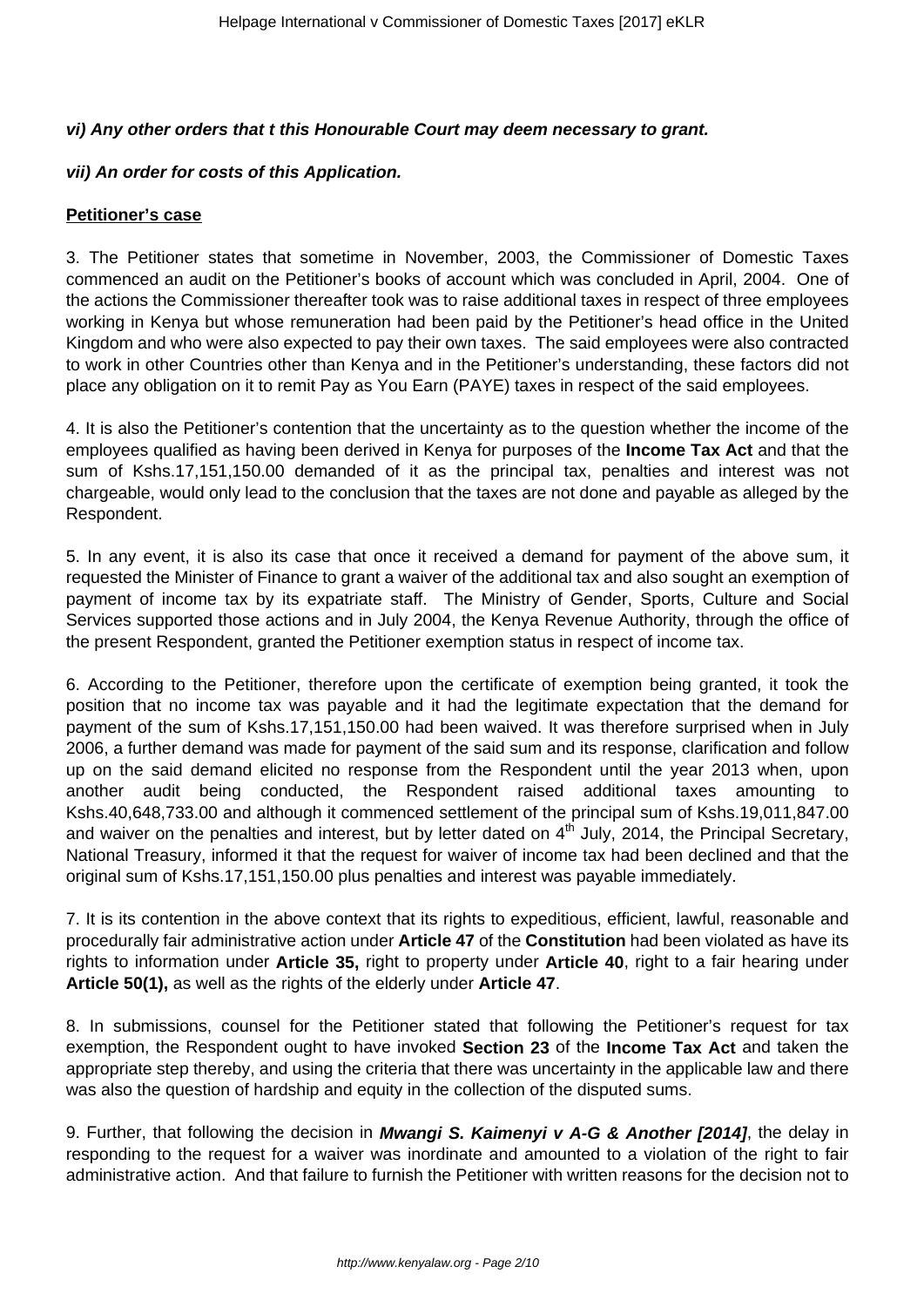***vi) Any other orders that t this Honourable Court may deem necessary to grant.***

***vii) An order for costs of this Application.***

**Petitioner's case**

3. The Petitioner states that sometime in November, 2003, the Commissioner of Domestic Taxes commenced an audit on the Petitioner's books of account which was concluded in April, 2004. One of the actions the Commissioner thereafter took was to raise additional taxes in respect of three employees working in Kenya but whose remuneration had been paid by the Petitioner's head office in the United Kingdom and who were also expected to pay their own taxes. The said employees were also contracted to work in other Countries other than Kenya and in the Petitioner's understanding, these factors did not place any obligation on it to remit Pay as You Earn (PAYE) taxes in respect of the said employees.

4. It is also the Petitioner's contention that the uncertainty as to the question whether the income of the employees qualified as having been derived in Kenya for purposes of the **Income Tax Act** and that the sum of Kshs.17,151,150.00 demanded of it as the principal tax, penalties and interest was not chargeable, would only lead to the conclusion that the taxes are not done and payable as alleged by the Respondent.

5. In any event, it is also its case that once it received a demand for payment of the above sum, it requested the Minister of Finance to grant a waiver of the additional tax and also sought an exemption of payment of income tax by its expatriate staff. The Ministry of Gender, Sports, Culture and Social Services supported those actions and in July 2004, the Kenya Revenue Authority, through the office of the present Respondent, granted the Petitioner exemption status in respect of income tax.

6. According to the Petitioner, therefore upon the certificate of exemption being granted, it took the position that no income tax was payable and it had the legitimate expectation that the demand for payment of the sum of Kshs.17,151,150.00 had been waived. It was therefore surprised when in July 2006, a further demand was made for payment of the said sum and its response, clarification and follow up on the said demand elicited no response from the Respondent until the year 2013 when, upon another audit being conducted, the Respondent raised additional taxes amounting to Kshs.40,648,733.00 and although it commenced settlement of the principal sum of Kshs.19,011,847.00 and waiver on the penalties and interest, but by letter dated on 4th July, 2014, the Principal Secretary, National Treasury, informed it that the request for waiver of income tax had been declined and that the original sum of Kshs.17,151,150.00 plus penalties and interest was payable immediately.

7. It is its contention in the above context that its rights to expeditious, efficient, lawful, reasonable and procedurally fair administrative action under **Article 47** of the **Constitution** had been violated as have its rights to information under **Article 35,** right to property under **Article 40**, right to a fair hearing under **Article 50(1),** as well as the rights of the elderly under **Article 47**.

8. In submissions, counsel for the Petitioner stated that following the Petitioner's request for tax exemption, the Respondent ought to have invoked **Section 23** of the **Income Tax Act** and taken the appropriate step thereby, and using the criteria that there was uncertainty in the applicable law and there was also the question of hardship and equity in the collection of the disputed sums.

9. Further, that following the decision in ***Mwangi S. Kaimenyi v A-G & Another [2014]***, the delay in responding to the request for a waiver was inordinate and amounted to a violation of the right to fair administrative action. And that failure to furnish the Petitioner with written reasons for the decision not to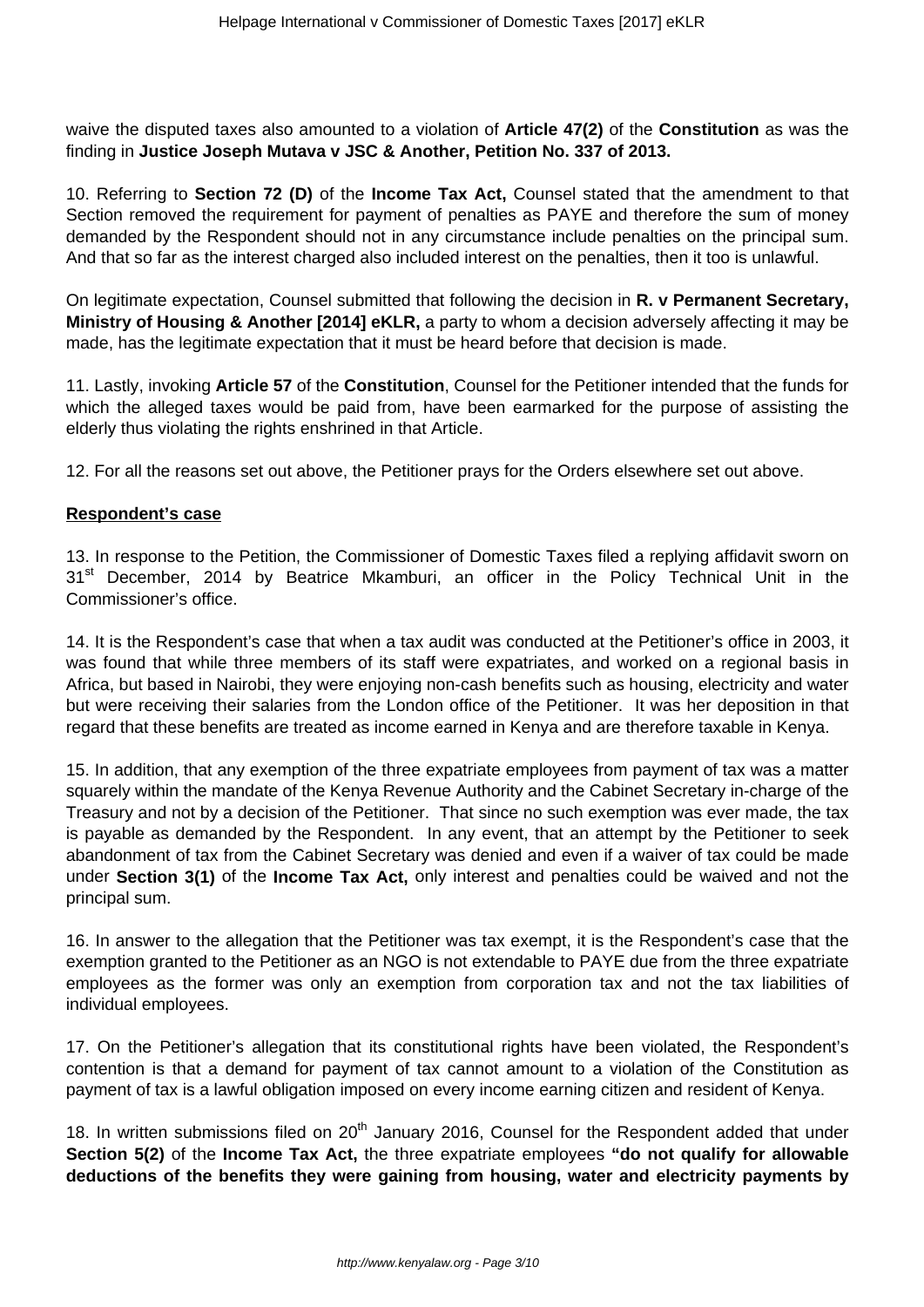waive the disputed taxes also amounted to a violation of **Article 47(2)** of the **Constitution** as was the finding in **Justice Joseph Mutava v JSC & Another, Petition No. 337 of 2013.**

10. Referring to **Section 72 (D)** of the **Income Tax Act,** Counsel stated that the amendment to that Section removed the requirement for payment of penalties as PAYE and therefore the sum of money demanded by the Respondent should not in any circumstance include penalties on the principal sum. And that so far as the interest charged also included interest on the penalties, then it too is unlawful.

On legitimate expectation, Counsel submitted that following the decision in **R. v Permanent Secretary, Ministry of Housing & Another [2014] eKLR,** a party to whom a decision adversely affecting it may be made, has the legitimate expectation that it must be heard before that decision is made.

11. Lastly, invoking **Article 57** of the **Constitution**, Counsel for the Petitioner intended that the funds for which the alleged taxes would be paid from, have been earmarked for the purpose of assisting the elderly thus violating the rights enshrined in that Article.

12. For all the reasons set out above, the Petitioner prays for the Orders elsewhere set out above.

**Respondent's case**

13. In response to the Petition, the Commissioner of Domestic Taxes filed a replying affidavit sworn on 31st December, 2014 by Beatrice Mkamburi, an officer in the Policy Technical Unit in the Commissioner's office.

14. It is the Respondent's case that when a tax audit was conducted at the Petitioner's office in 2003, it was found that while three members of its staff were expatriates, and worked on a regional basis in Africa, but based in Nairobi, they were enjoying non-cash benefits such as housing, electricity and water but were receiving their salaries from the London office of the Petitioner. It was her deposition in that regard that these benefits are treated as income earned in Kenya and are therefore taxable in Kenya.

15. In addition, that any exemption of the three expatriate employees from payment of tax was a matter squarely within the mandate of the Kenya Revenue Authority and the Cabinet Secretary in-charge of the Treasury and not by a decision of the Petitioner. That since no such exemption was ever made, the tax is payable as demanded by the Respondent. In any event, that an attempt by the Petitioner to seek abandonment of tax from the Cabinet Secretary was denied and even if a waiver of tax could be made under **Section 3(1)** of the **Income Tax Act,** only interest and penalties could be waived and not the principal sum.

16. In answer to the allegation that the Petitioner was tax exempt, it is the Respondent's case that the exemption granted to the Petitioner as an NGO is not extendable to PAYE due from the three expatriate employees as the former was only an exemption from corporation tax and not the tax liabilities of individual employees.

17. On the Petitioner's allegation that its constitutional rights have been violated, the Respondent's contention is that a demand for payment of tax cannot amount to a violation of the Constitution as payment of tax is a lawful obligation imposed on every income earning citizen and resident of Kenya.

18. In written submissions filed on 20th January 2016, Counsel for the Respondent added that under **Section 5(2)** of the **Income Tax Act,** the three expatriate employees **"do not qualify for allowable deductions of the benefits they were gaining from housing, water and electricity payments by**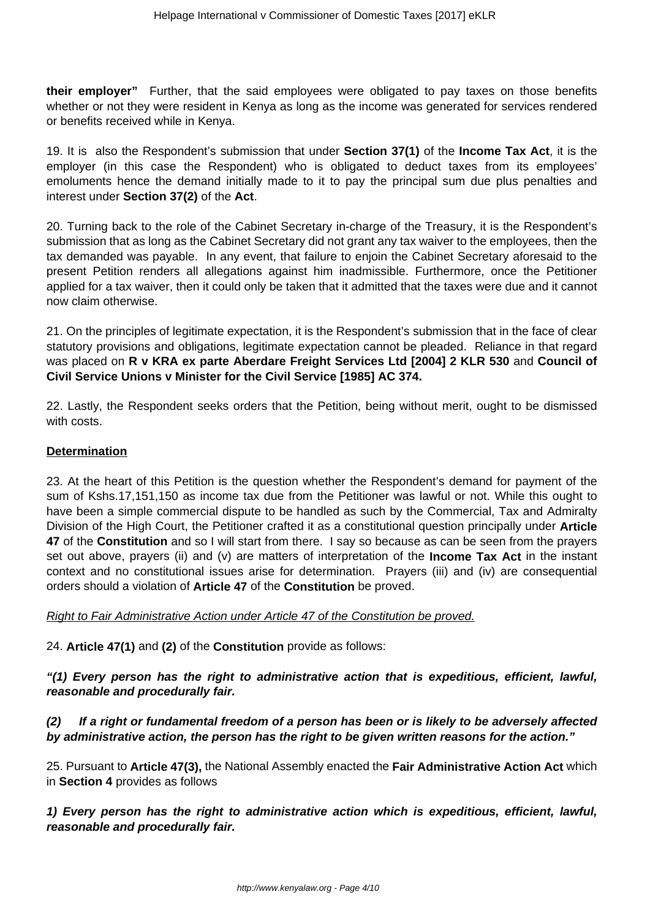**their employer"** Further, that the said employees were obligated to pay taxes on those benefits whether or not they were resident in Kenya as long as the income was generated for services rendered or benefits received while in Kenya.

19. It is also the Respondent's submission that under **Section 37(1)** of the **Income Tax Act**, it is the employer (in this case the Respondent) who is obligated to deduct taxes from its employees' emoluments hence the demand initially made to it to pay the principal sum due plus penalties and interest under **Section 37(2)** of the **Act**.

20. Turning back to the role of the Cabinet Secretary in-charge of the Treasury, it is the Respondent's submission that as long as the Cabinet Secretary did not grant any tax waiver to the employees, then the tax demanded was payable. In any event, that failure to enjoin the Cabinet Secretary aforesaid to the present Petition renders all allegations against him inadmissible. Furthermore, once the Petitioner applied for a tax waiver, then it could only be taken that it admitted that the taxes were due and it cannot now claim otherwise.

21. On the principles of legitimate expectation, it is the Respondent's submission that in the face of clear statutory provisions and obligations, legitimate expectation cannot be pleaded. Reliance in that regard was placed on **R v KRA ex parte Aberdare Freight Services Ltd [2004] 2 KLR 530** and **Council of Civil Service Unions v Minister for the Civil Service [1985] AC 374.**

22. Lastly, the Respondent seeks orders that the Petition, being without merit, ought to be dismissed with costs.

**Determination**

23. At the heart of this Petition is the question whether the Respondent's demand for payment of the sum of Kshs.17,151,150 as income tax due from the Petitioner was lawful or not. While this ought to have been a simple commercial dispute to be handled as such by the Commercial, Tax and Admiralty Division of the High Court, the Petitioner crafted it as a constitutional question principally under **Article 47** of the **Constitution** and so I will start from there. I say so because as can be seen from the prayers set out above, prayers (ii) and (v) are matters of interpretation of the **Income Tax Act** in the instant context and no constitutional issues arise for determination. Prayers (iii) and (iv) are consequential orders should a violation of **Article 47** of the **Constitution** be proved.

*Right to Fair Administrative Action under Article 47 of the Constitution be proved.*

24. **Article 47(1)** and **(2)** of the **Constitution** provide as follows:

***"(1) Every person has the right to administrative action that is expeditious, efficient, lawful, reasonable and procedurally fair.***

***(2) If a right or fundamental freedom of a person has been or is likely to be adversely affected by administrative action, the person has the right to be given written reasons for the action."***

25. Pursuant to **Article 47(3),** the National Assembly enacted the **Fair Administrative Action Act** which in **Section 4** provides as follows

***1) Every person has the right to administrative action which is expeditious, efficient, lawful, reasonable and procedurally fair.***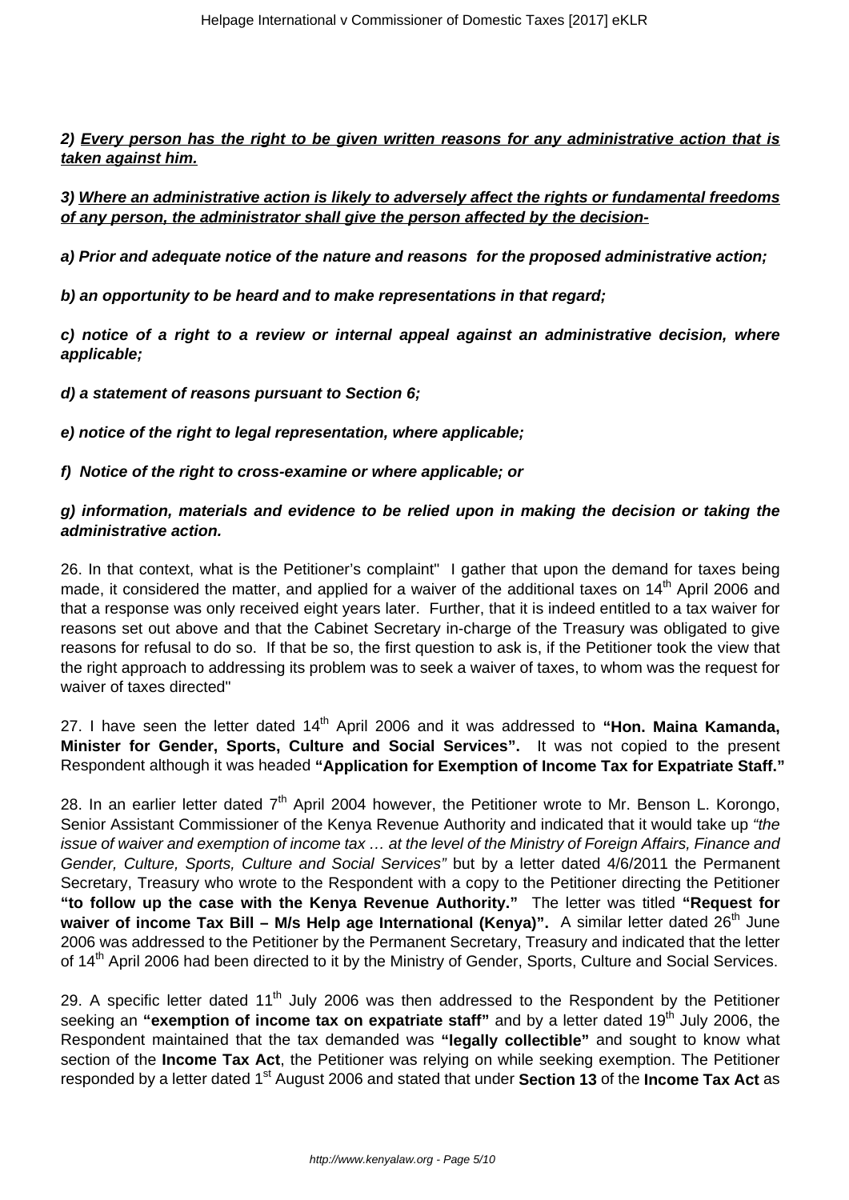**2) <u>Every person has the right to be given written reasons for any administrative action that is taken against him.</u>**

**3) <u>Where an administrative action is likely to adversely affect the rights or fundamental freedoms of any person, the administrator shall give the person affected by the decision-</u>**

**a) Prior and adequate notice of the nature and reasons for the proposed administrative action;**

**b) an opportunity to be heard and to make representations in that regard;**

**c) notice of a right to a review or internal appeal against an administrative decision, where applicable;**

**d) a statement of reasons pursuant to Section 6;**

**e) notice of the right to legal representation, where applicable;**

**f) Notice of the right to cross-examine or where applicable; or**

**g) information, materials and evidence to be relied upon in making the decision or taking the administrative action.**

26. In that context, what is the Petitioner's complaint" I gather that upon the demand for taxes being made, it considered the matter, and applied for a waiver of the additional taxes on 14th April 2006 and that a response was only received eight years later. Further, that it is indeed entitled to a tax waiver for reasons set out above and that the Cabinet Secretary in-charge of the Treasury was obligated to give reasons for refusal to do so. If that be so, the first question to ask is, if the Petitioner took the view that the right approach to addressing its problem was to seek a waiver of taxes, to whom was the request for waiver of taxes directed"

27. I have seen the letter dated 14th April 2006 and it was addressed to **"Hon. Maina Kamanda, Minister for Gender, Sports, Culture and Social Services".** It was not copied to the present Respondent although it was headed **"Application for Exemption of Income Tax for Expatriate Staff."**

28. In an earlier letter dated 7th April 2004 however, the Petitioner wrote to Mr. Benson L. Korongo, Senior Assistant Commissioner of the Kenya Revenue Authority and indicated that it would take up *"the issue of waiver and exemption of income tax … at the level of the Ministry of Foreign Affairs, Finance and Gender, Culture, Sports, Culture and Social Services"* but by a letter dated 4/6/2011 the Permanent Secretary, Treasury who wrote to the Respondent with a copy to the Petitioner directing the Petitioner **"to follow up the case with the Kenya Revenue Authority."** The letter was titled **"Request for waiver of income Tax Bill – M/s Help age International (Kenya)".** A similar letter dated 26th June 2006 was addressed to the Petitioner by the Permanent Secretary, Treasury and indicated that the letter of 14th April 2006 had been directed to it by the Ministry of Gender, Sports, Culture and Social Services.

29. A specific letter dated 11th July 2006 was then addressed to the Respondent by the Petitioner seeking an **"exemption of income tax on expatriate staff"** and by a letter dated 19th July 2006, the Respondent maintained that the tax demanded was **"legally collectible"** and sought to know what section of the **Income Tax Act**, the Petitioner was relying on while seeking exemption. The Petitioner responded by a letter dated 1st August 2006 and stated that under **Section 13** of the **Income Tax Act** as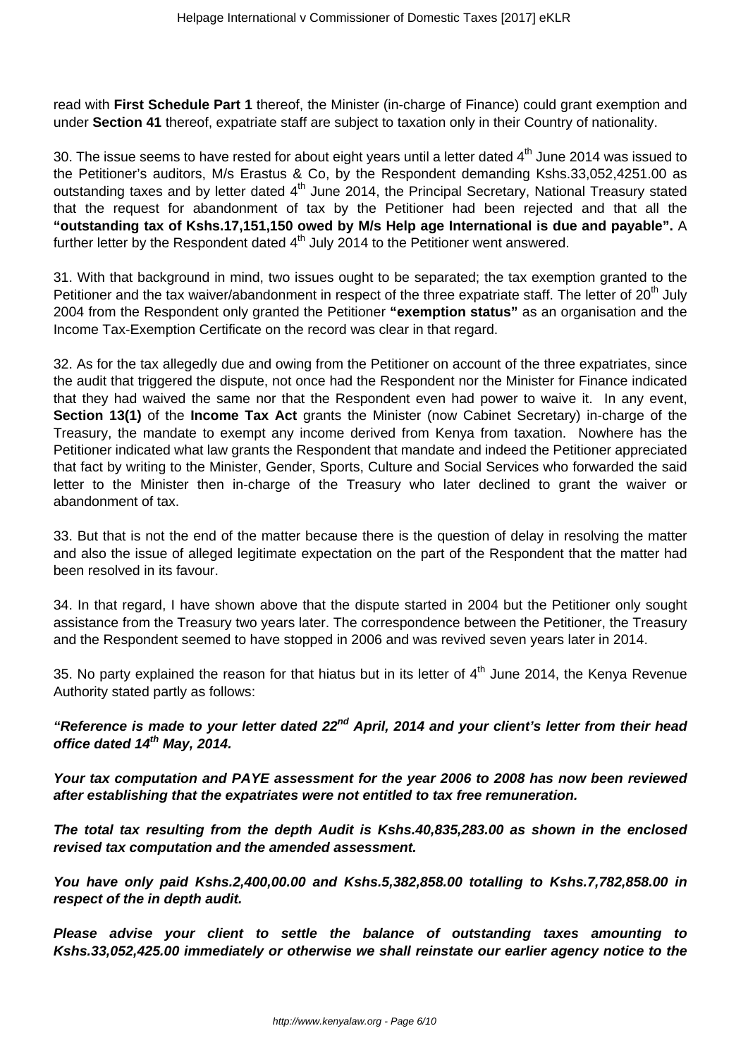read with **First Schedule Part 1** thereof, the Minister (in-charge of Finance) could grant exemption and under **Section 41** thereof, expatriate staff are subject to taxation only in their Country of nationality.

30. The issue seems to have rested for about eight years until a letter dated 4th June 2014 was issued to the Petitioner's auditors, M/s Erastus & Co, by the Respondent demanding Kshs.33,052,4251.00 as outstanding taxes and by letter dated 4th June 2014, the Principal Secretary, National Treasury stated that the request for abandonment of tax by the Petitioner had been rejected and that all the **"outstanding tax of Kshs.17,151,150 owed by M/s Help age International is due and payable".** A further letter by the Respondent dated 4th July 2014 to the Petitioner went answered.

31. With that background in mind, two issues ought to be separated; the tax exemption granted to the Petitioner and the tax waiver/abandonment in respect of the three expatriate staff. The letter of 20th July 2004 from the Respondent only granted the Petitioner **"exemption status"** as an organisation and the Income Tax-Exemption Certificate on the record was clear in that regard.

32. As for the tax allegedly due and owing from the Petitioner on account of the three expatriates, since the audit that triggered the dispute, not once had the Respondent nor the Minister for Finance indicated that they had waived the same nor that the Respondent even had power to waive it. In any event, **Section 13(1)** of the **Income Tax Act** grants the Minister (now Cabinet Secretary) in-charge of the Treasury, the mandate to exempt any income derived from Kenya from taxation. Nowhere has the Petitioner indicated what law grants the Respondent that mandate and indeed the Petitioner appreciated that fact by writing to the Minister, Gender, Sports, Culture and Social Services who forwarded the said letter to the Minister then in-charge of the Treasury who later declined to grant the waiver or abandonment of tax.

33. But that is not the end of the matter because there is the question of delay in resolving the matter and also the issue of alleged legitimate expectation on the part of the Respondent that the matter had been resolved in its favour.

34. In that regard, I have shown above that the dispute started in 2004 but the Petitioner only sought assistance from the Treasury two years later. The correspondence between the Petitioner, the Treasury and the Respondent seemed to have stopped in 2006 and was revived seven years later in 2014.

35. No party explained the reason for that hiatus but in its letter of 4th June 2014, the Kenya Revenue Authority stated partly as follows:

***"Reference is made to your letter dated 22nd April, 2014 and your client's letter from their head office dated 14th May, 2014.***

***Your tax computation and PAYE assessment for the year 2006 to 2008 has now been reviewed after establishing that the expatriates were not entitled to tax free remuneration.***

***The total tax resulting from the depth Audit is Kshs.40,835,283.00 as shown in the enclosed revised tax computation and the amended assessment.***

***You have only paid Kshs.2,400,00.00 and Kshs.5,382,858.00 totalling to Kshs.7,782,858.00 in respect of the in depth audit.***

***Please advise your client to settle the balance of outstanding taxes amounting to Kshs.33,052,425.00 immediately or otherwise we shall reinstate our earlier agency notice to the***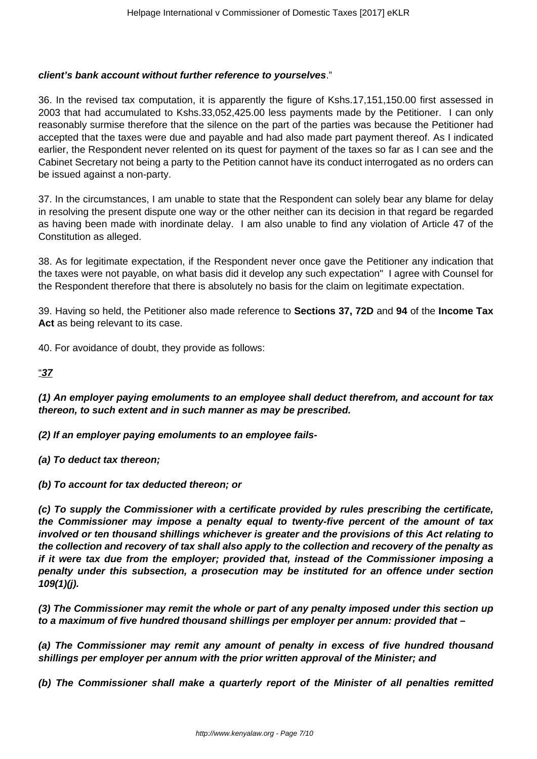***client's bank account without further reference to yourselves***."

36. In the revised tax computation, it is apparently the figure of Kshs.17,151,150.00 first assessed in 2003 that had accumulated to Kshs.33,052,425.00 less payments made by the Petitioner. I can only reasonably surmise therefore that the silence on the part of the parties was because the Petitioner had accepted that the taxes were due and payable and had also made part payment thereof. As I indicated earlier, the Respondent never relented on its quest for payment of the taxes so far as I can see and the Cabinet Secretary not being a party to the Petition cannot have its conduct interrogated as no orders can be issued against a non-party.

37. In the circumstances, I am unable to state that the Respondent can solely bear any blame for delay in resolving the present dispute one way or the other neither can its decision in that regard be regarded as having been made with inordinate delay. I am also unable to find any violation of Article 47 of the Constitution as alleged.

38. As for legitimate expectation, if the Respondent never once gave the Petitioner any indication that the taxes were not payable, on what basis did it develop any such expectation" I agree with Counsel for the Respondent therefore that there is absolutely no basis for the claim on legitimate expectation.

39. Having so held, the Petitioner also made reference to **Sections 37, 72D** and **94** of the **Income Tax Act** as being relevant to its case.

40. For avoidance of doubt, they provide as follows:

"***37***

***(1) An employer paying emoluments to an employee shall deduct therefrom, and account for tax thereon, to such extent and in such manner as may be prescribed.***

***(2) If an employer paying emoluments to an employee fails-***

***(a) To deduct tax thereon;***

***(b) To account for tax deducted thereon; or***

***(c) To supply the Commissioner with a certificate provided by rules prescribing the certificate, the Commissioner may impose a penalty equal to twenty-five percent of the amount of tax involved or ten thousand shillings whichever is greater and the provisions of this Act relating to the collection and recovery of tax shall also apply to the collection and recovery of the penalty as if it were tax due from the employer; provided that, instead of the Commissioner imposing a penalty under this subsection, a prosecution may be instituted for an offence under section 109(1)(j).***

***(3) The Commissioner may remit the whole or part of any penalty imposed under this section up to a maximum of five hundred thousand shillings per employer per annum: provided that –***

***(a) The Commissioner may remit any amount of penalty in excess of five hundred thousand shillings per employer per annum with the prior written approval of the Minister; and***

***(b) The Commissioner shall make a quarterly report of the Minister of all penalties remitted***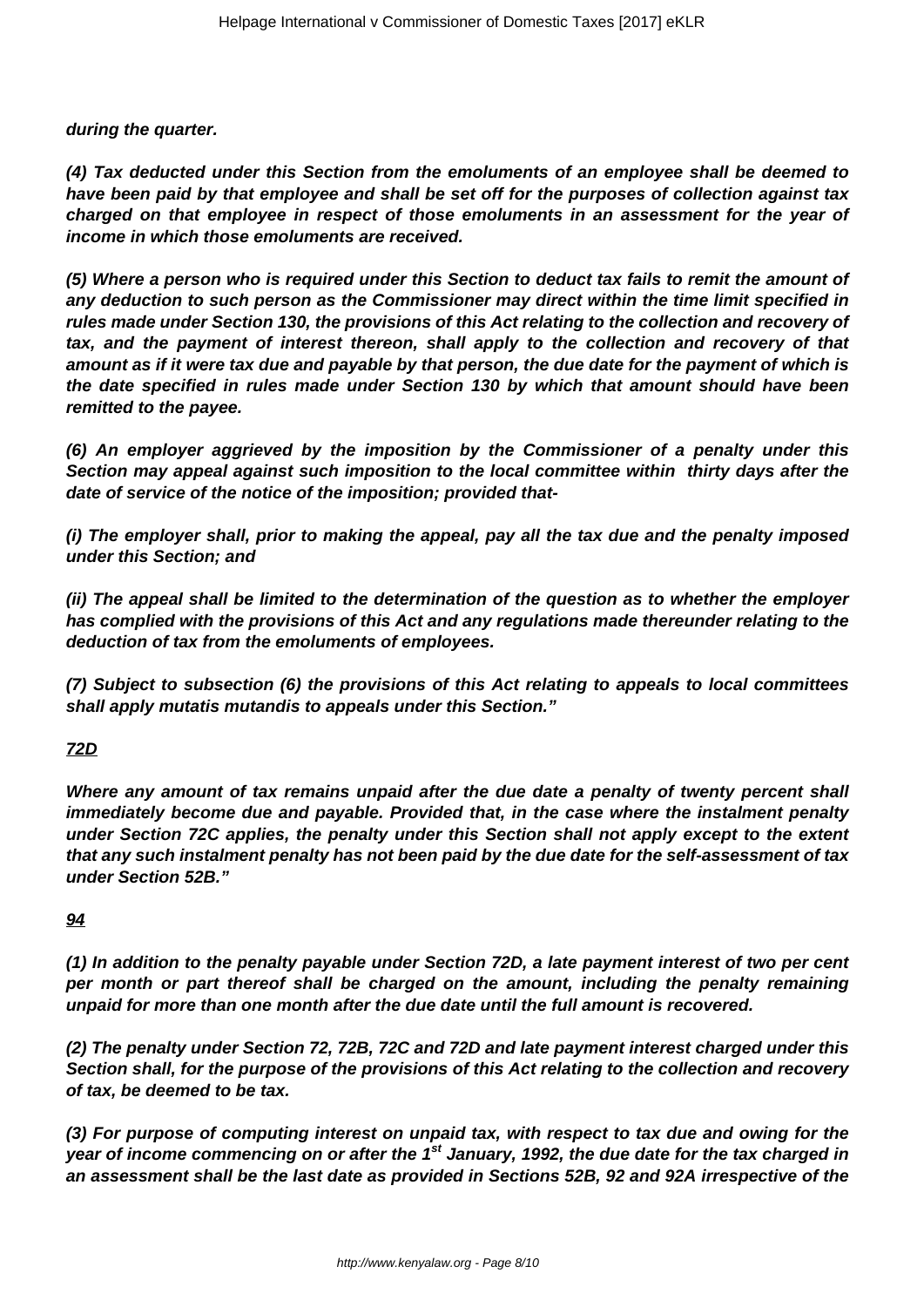**during the quarter.**

**(4) Tax deducted under this Section from the emoluments of an employee shall be deemed to have been paid by that employee and shall be set off for the purposes of collection against tax charged on that employee in respect of those emoluments in an assessment for the year of income in which those emoluments are received.**

**(5) Where a person who is required under this Section to deduct tax fails to remit the amount of any deduction to such person as the Commissioner may direct within the time limit specified in rules made under Section 130, the provisions of this Act relating to the collection and recovery of tax, and the payment of interest thereon, shall apply to the collection and recovery of that amount as if it were tax due and payable by that person, the due date for the payment of which is the date specified in rules made under Section 130 by which that amount should have been remitted to the payee.**

**(6) An employer aggrieved by the imposition by the Commissioner of a penalty under this Section may appeal against such imposition to the local committee within thirty days after the date of service of the notice of the imposition; provided that-**

**(i) The employer shall, prior to making the appeal, pay all the tax due and the penalty imposed under this Section; and**

**(ii) The appeal shall be limited to the determination of the question as to whether the employer has complied with the provisions of this Act and any regulations made thereunder relating to the deduction of tax from the emoluments of employees.**

**(7) Subject to subsection (6) the provisions of this Act relating to appeals to local committees shall apply mutatis mutandis to appeals under this Section."**

**<u>72D</u>**

**Where any amount of tax remains unpaid after the due date a penalty of twenty percent shall immediately become due and payable. Provided that, in the case where the instalment penalty under Section 72C applies, the penalty under this Section shall not apply except to the extent that any such instalment penalty has not been paid by the due date for the self-assessment of tax under Section 52B."**

**<u>94</u>**

**(1) In addition to the penalty payable under Section 72D, a late payment interest of two per cent per month or part thereof shall be charged on the amount, including the penalty remaining unpaid for more than one month after the due date until the full amount is recovered.**

**(2) The penalty under Section 72, 72B, 72C and 72D and late payment interest charged under this Section shall, for the purpose of the provisions of this Act relating to the collection and recovery of tax, be deemed to be tax.**

**(3) For purpose of computing interest on unpaid tax, with respect to tax due and owing for the year of income commencing on or after the 1st January, 1992, the due date for the tax charged in an assessment shall be the last date as provided in Sections 52B, 92 and 92A irrespective of the**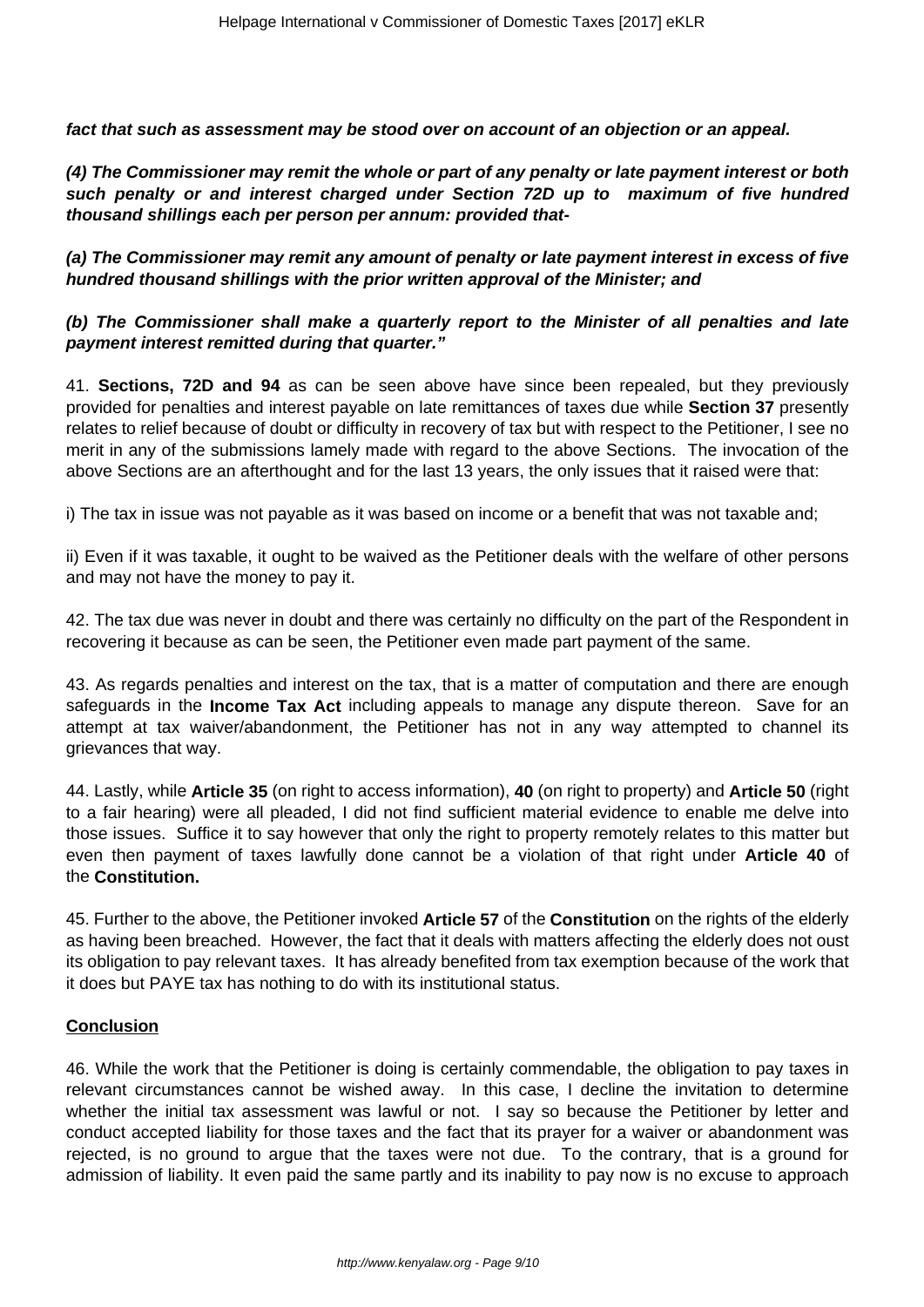***fact that such as assessment may be stood over on account of an objection or an appeal.***

***(4) The Commissioner may remit the whole or part of any penalty or late payment interest or both such penalty or and interest charged under Section 72D up to maximum of five hundred thousand shillings each per person per annum: provided that-***

***(a) The Commissioner may remit any amount of penalty or late payment interest in excess of five hundred thousand shillings with the prior written approval of the Minister; and***

***(b) The Commissioner shall make a quarterly report to the Minister of all penalties and late payment interest remitted during that quarter."***

41. **Sections, 72D and 94** as can be seen above have since been repealed, but they previously provided for penalties and interest payable on late remittances of taxes due while **Section 37** presently relates to relief because of doubt or difficulty in recovery of tax but with respect to the Petitioner, I see no merit in any of the submissions lamely made with regard to the above Sections. The invocation of the above Sections are an afterthought and for the last 13 years, the only issues that it raised were that:

i) The tax in issue was not payable as it was based on income or a benefit that was not taxable and;

ii) Even if it was taxable, it ought to be waived as the Petitioner deals with the welfare of other persons and may not have the money to pay it.

42. The tax due was never in doubt and there was certainly no difficulty on the part of the Respondent in recovering it because as can be seen, the Petitioner even made part payment of the same.

43. As regards penalties and interest on the tax, that is a matter of computation and there are enough safeguards in the **Income Tax Act** including appeals to manage any dispute thereon. Save for an attempt at tax waiver/abandonment, the Petitioner has not in any way attempted to channel its grievances that way.

44. Lastly, while **Article 35** (on right to access information), **40** (on right to property) and **Article 50** (right to a fair hearing) were all pleaded, I did not find sufficient material evidence to enable me delve into those issues. Suffice it to say however that only the right to property remotely relates to this matter but even then payment of taxes lawfully done cannot be a violation of that right under **Article 40** of the **Constitution.**

45. Further to the above, the Petitioner invoked **Article 57** of the **Constitution** on the rights of the elderly as having been breached. However, the fact that it deals with matters affecting the elderly does not oust its obligation to pay relevant taxes. It has already benefited from tax exemption because of the work that it does but PAYE tax has nothing to do with its institutional status.

## Conclusion

46. While the work that the Petitioner is doing is certainly commendable, the obligation to pay taxes in relevant circumstances cannot be wished away. In this case, I decline the invitation to determine whether the initial tax assessment was lawful or not. I say so because the Petitioner by letter and conduct accepted liability for those taxes and the fact that its prayer for a waiver or abandonment was rejected, is no ground to argue that the taxes were not due. To the contrary, that is a ground for admission of liability. It even paid the same partly and its inability to pay now is no excuse to approach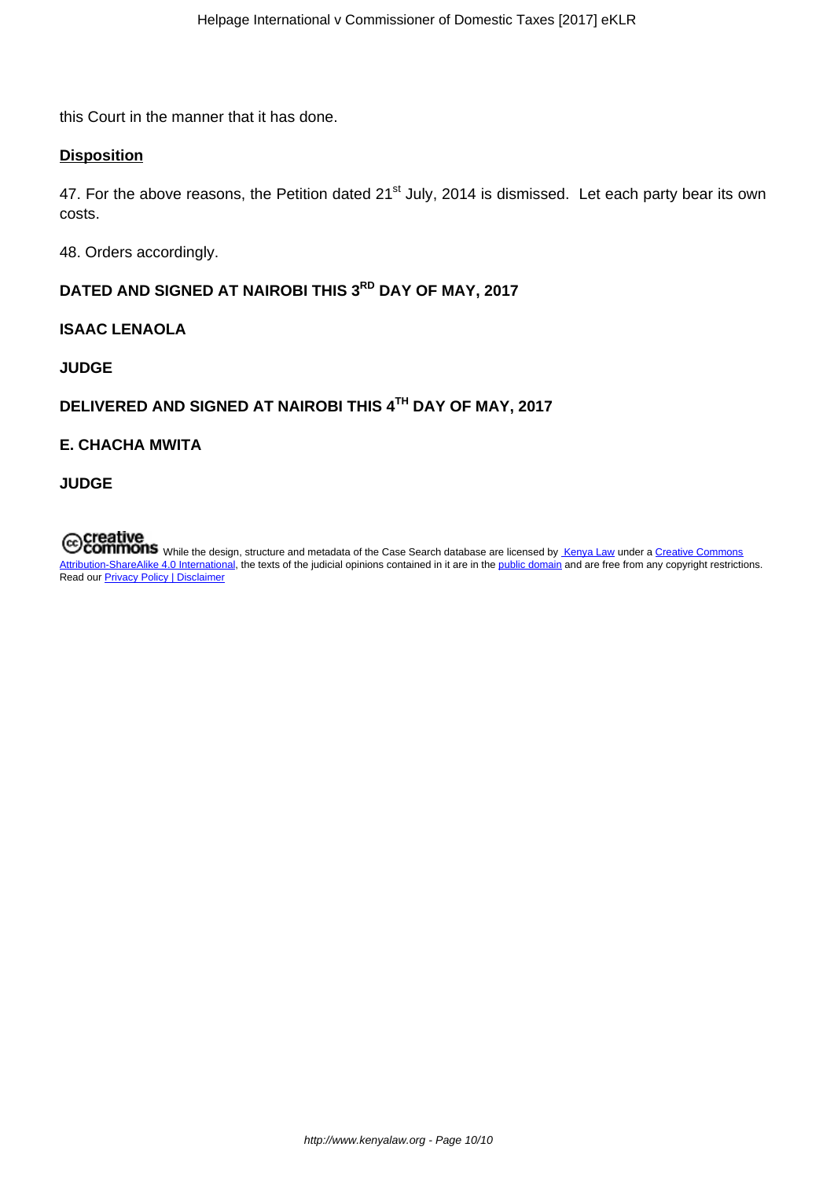this Court in the manner that it has done.

**Disposition**

47. For the above reasons, the Petition dated 21st July, 2014 is dismissed. Let each party bear its own costs.

48. Orders accordingly.

**DATED AND SIGNED AT NAIROBI THIS 3RD DAY OF MAY, 2017**

**ISAAC LENAOLA**

**JUDGE**

**DELIVERED AND SIGNED AT NAIROBI THIS 4TH DAY OF MAY, 2017**

**E. CHACHA MWITA**

**JUDGE**

While the design, structure and metadata of the Case Search database are licensed by Kenya Law under a Creative Commons Attribution-ShareAlike 4.0 International, the texts of the judicial opinions contained in it are in the public domain and are free from any copyright restrictions. Read our Privacy Policy | Disclaimer